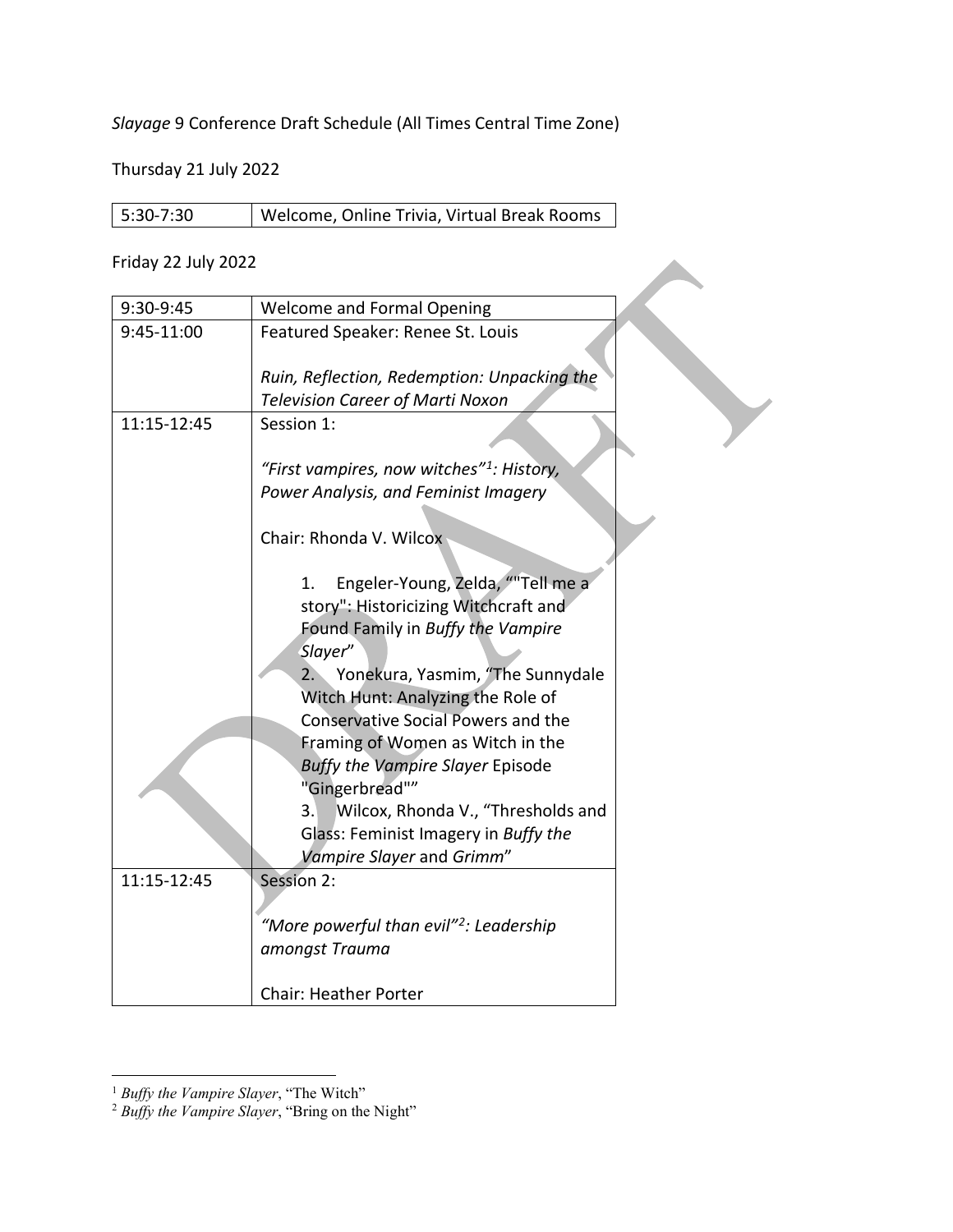*Slayage* 9 Conference Draft Schedule (All Times Central Time Zone)

Thursday 21 July 2022

| 5:30-7:30 | Welcome, Online Trivia, Virtual Break Rooms |
|---|---|

Friday 22 July 2022

| 9:30-9:45 | Welcome and Formal Opening |
|---|---|
| 9:45-11:00 | Featured Speaker: Renee St. Louis<br><br>*Ruin, Reflection, Redemption: Unpacking the Television Career of Marti Noxon* |
| 11:15-12:45 | Session 1:<br><br>*"First vampires, now witches"[1]: History, Power Analysis, and Feminist Imagery*<br><br>Chair: Rhonda V. Wilcox<br><br>1. Engeler-Young, Zelda, ""Tell me a story": Historicizing Witchcraft and Found Family in *Buffy the Vampire Slayer*"<br>2. Yonekura, Yasmim, "The Sunnydale Witch Hunt: Analyzing the Role of Conservative Social Powers and the Framing of Women as Witch in the *Buffy the Vampire Slayer* Episode "Gingerbread""<br>3. Wilcox, Rhonda V., "Thresholds and Glass: Feminist Imagery in *Buffy the Vampire Slayer* and *Grimm*" |
| 11:15-12:45 | Session 2:<br><br>*"More powerful than evil"[2]: Leadership amongst Trauma*<br><br>Chair: Heather Porter |

[1] *Buffy the Vampire Slayer*, "The Witch"

[2] *Buffy the Vampire Slayer*, "Bring on the Night"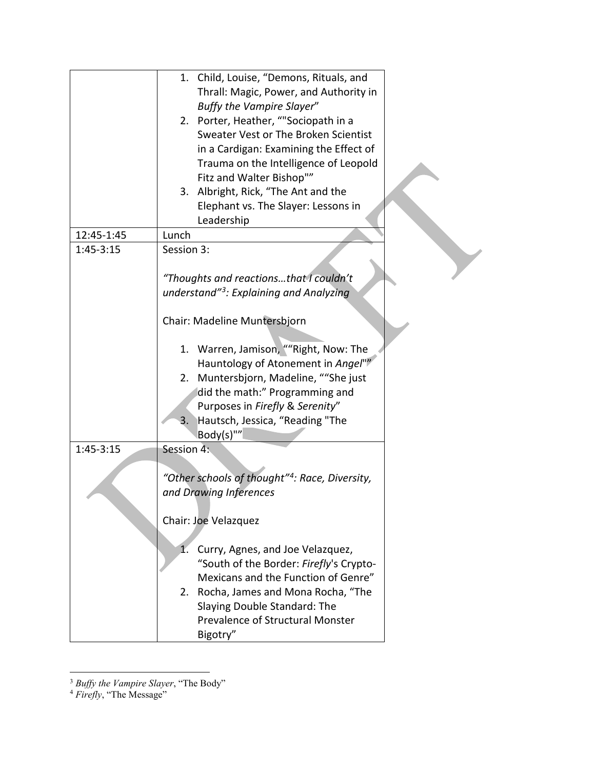| | |
|---|---|
| | 1. Child, Louise, “Demons, Rituals, and Thrall: Magic, Power, and Authority in *Buffy the Vampire Slayer*”<br>2. Porter, Heather, “"Sociopath in a Sweater Vest or The Broken Scientist in a Cardigan: Examining the Effect of Trauma on the Intelligence of Leopold Fitz and Walter Bishop"”<br>3. Albright, Rick, “The Ant and the Elephant vs. The Slayer: Lessons in Leadership |
| 12:45-1:45 | Lunch |
| 1:45-3:15 | Session 3:<br><br>*“Thoughts and reactions…that I couldn’t understand”[3]: Explaining and Analyzing*<br><br>Chair: Madeline Muntersbjorn<br><br>1. Warren, Jamison, ““Right, Now: The Hauntology of Atonement in *Angel*"”<br>2. Muntersbjorn, Madeline, ““She just did the math:” Programming and Purposes in *Firefly* & *Serenity*”<br>3. Hautsch, Jessica, “Reading "The Body(s)"” |
| 1:45-3:15 | Session 4:<br><br>*“Other schools of thought”[4]: Race, Diversity, and Drawing Inferences*<br><br>Chair: Joe Velazquez<br><br>1. Curry, Agnes, and Joe Velazquez, “South of the Border: *Firefly*'s Crypto-Mexicans and the Function of Genre”<br>2. Rocha, James and Mona Rocha, “The Slaying Double Standard: The Prevalence of Structural Monster Bigotry” |

[3] *Buffy the Vampire Slayer*, “The Body”

[4] *Firefly*, “The Message”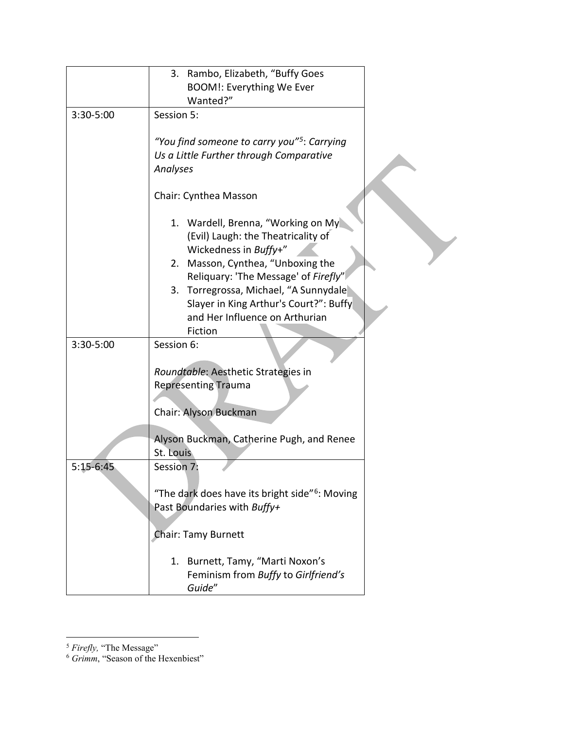| | |
|---|---|
| | 3. Rambo, Elizabeth, "Buffy Goes BOOM!: Everything We Ever Wanted?" |
| 3:30-5:00 | Session 5:<br><br>*"You find someone to carry you"[5]: Carrying Us a Little Further through Comparative Analyses*<br><br>Chair: Cynthea Masson<br><br>1. Wardell, Brenna, "Working on My (Evil) Laugh: the Theatricality of Wickedness in *Buffy+*"<br>2. Masson, Cynthea, "Unboxing the Reliquary: 'The Message' of *Firefly*"<br>3. Torregrossa, Michael, "A Sunnydale Slayer in King Arthur's Court?": Buffy and Her Influence on Arthurian Fiction |
| 3:30-5:00 | Session 6:<br><br>*Roundtable*: Aesthetic Strategies in Representing Trauma<br><br>Chair: Alyson Buckman<br><br>Alyson Buckman, Catherine Pugh, and Renee St. Louis |
| 5:15-6:45 | Session 7:<br><br>"The dark does have its bright side"[6]: Moving Past Boundaries with *Buffy+*<br><br>Chair: Tamy Burnett<br><br>1. Burnett, Tamy, "Marti Noxon's Feminism from *Buffy* to *Girlfriend's Guide*" |

[5] *Firefly,* "The Message"

[6] *Grimm*, "Season of the Hexenbiest"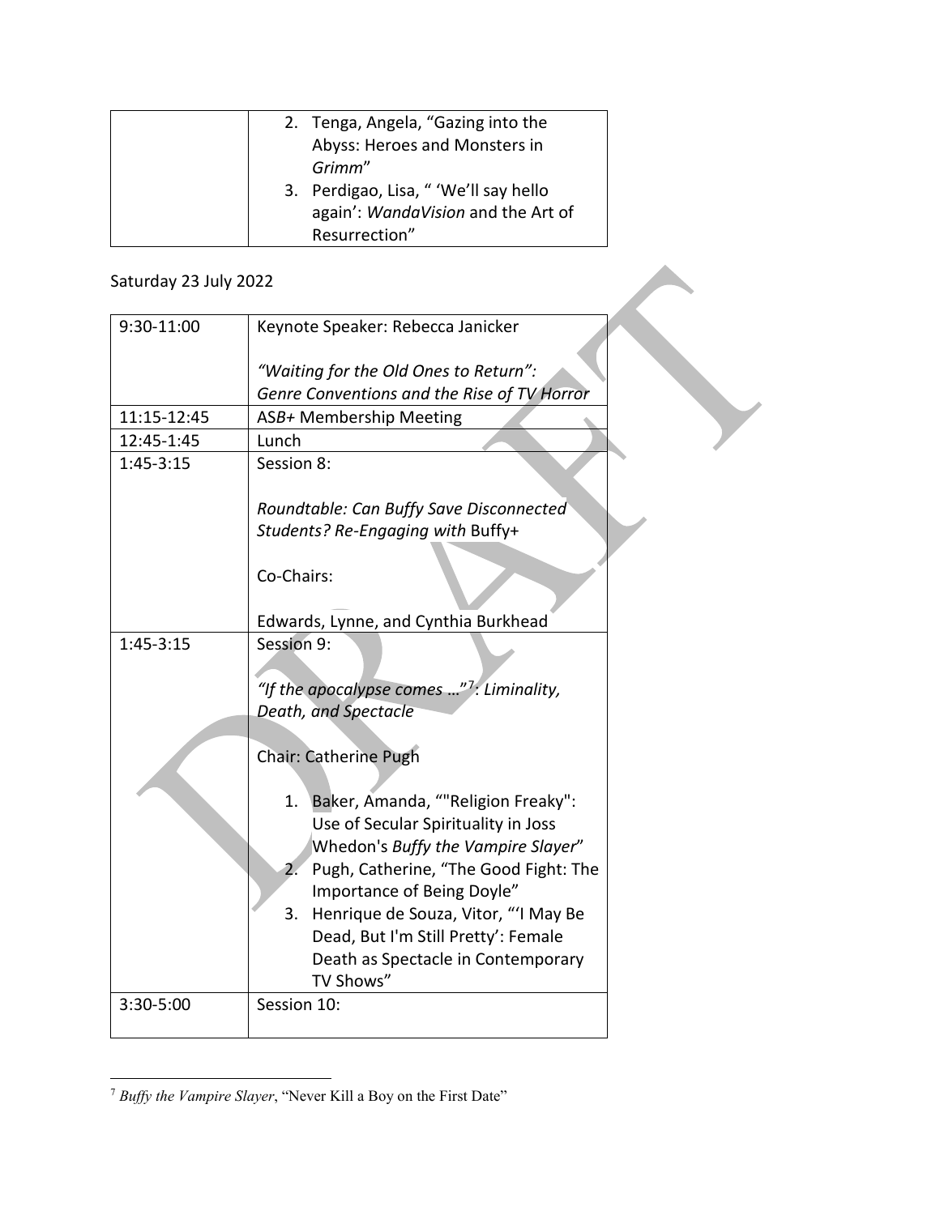| | |
|---|---|
| | 2. Tenga, Angela, "Gazing into the Abyss: Heroes and Monsters in *Grimm*"<br>3. Perdigao, Lisa, " 'We'll say hello again': *WandaVision* and the Art of Resurrection" |

Saturday 23 July 2022

| | |
|---|---|
| 9:30-11:00 | Keynote Speaker: Rebecca Janicker<br><br>*"Waiting for the Old Ones to Return": Genre Conventions and the Rise of TV Horror* |
| 11:15-12:45 | ASB+ Membership Meeting |
| 12:45-1:45 | Lunch |
| 1:45-3:15 | Session 8:<br><br>*Roundtable: Can Buffy Save Disconnected Students? Re-Engaging with* Buffy+<br><br>Co-Chairs:<br><br>Edwards, Lynne, and Cynthia Burkhead |
| 1:45-3:15 | Session 9:<br><br>*"If the apocalypse comes …"*[7]*: Liminality, Death, and Spectacle*<br><br>Chair: Catherine Pugh<br><br>1. Baker, Amanda, ""Religion Freaky": Use of Secular Spirituality in Joss Whedon's *Buffy the Vampire Slayer*"<br>2. Pugh, Catherine, "The Good Fight: The Importance of Being Doyle"<br>3. Henrique de Souza, Vitor, "'I May Be Dead, But I'm Still Pretty': Female Death as Spectacle in Contemporary TV Shows" |
| 3:30-5:00 | Session 10: |

[7] *Buffy the Vampire Slayer*, "Never Kill a Boy on the First Date"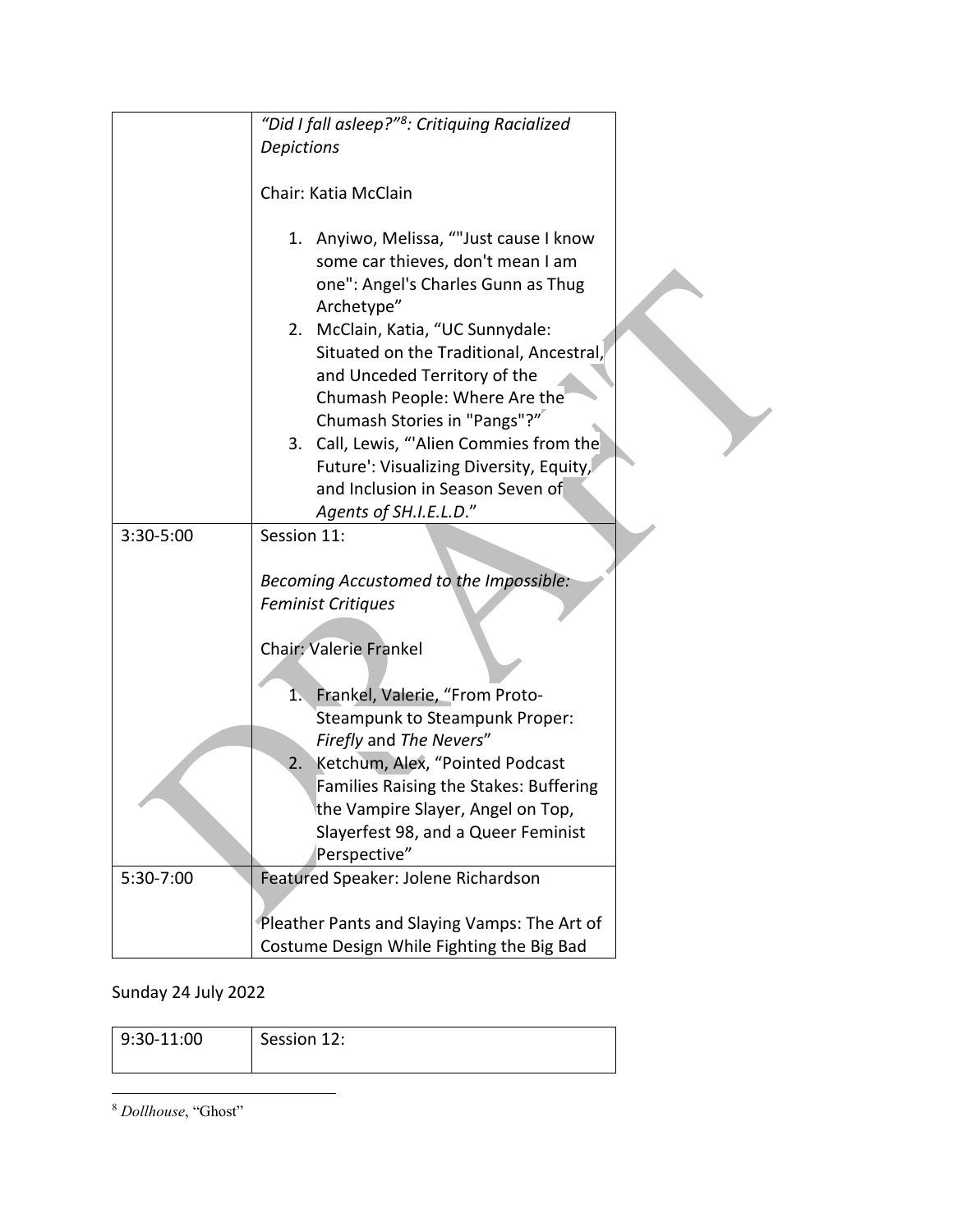| | |
|---|---|
| | *"Did I fall asleep?"*[8]*: Critiquing Racialized Depictions*<br><br>Chair: Katia McClain<br><br>1. Anyiwo, Melissa, ""Just cause I know some car thieves, don't mean I am one": Angel's Charles Gunn as Thug Archetype"<br>2. McClain, Katia, "UC Sunnydale: Situated on the Traditional, Ancestral, and Unceded Territory of the Chumash People: Where Are the Chumash Stories in "Pangs"?"<br>3. Call, Lewis, "'Alien Commies from the Future': Visualizing Diversity, Equity, and Inclusion in Season Seven of *Agents of SH.I.E.L.D*." |
| 3:30-5:00 | Session 11:<br><br>*Becoming Accustomed to the Impossible: Feminist Critiques*<br><br>Chair: Valerie Frankel<br><br>1. Frankel, Valerie, "From Proto-Steampunk to Steampunk Proper: *Firefly* and *The Nevers*"<br>2. Ketchum, Alex, "Pointed Podcast Families Raising the Stakes: Buffering the Vampire Slayer, Angel on Top, Slayerfest 98, and a Queer Feminist Perspective" |
| 5:30-7:00 | Featured Speaker: Jolene Richardson<br><br>Pleather Pants and Slaying Vamps: The Art of Costume Design While Fighting the Big Bad |

Sunday 24 July 2022

| | |
|---|---|
| 9:30-11:00 | Session 12: |

[8] *Dollhouse*, "Ghost"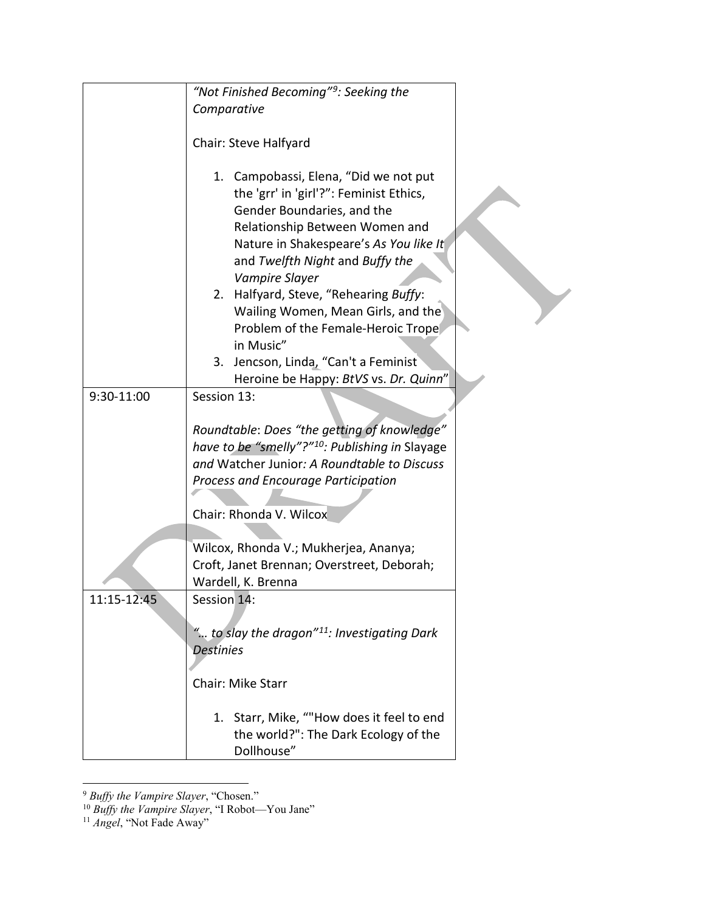| | |
|---|---|
| | *"Not Finished Becoming"*[9]*: Seeking the Comparative*<br><br>Chair: Steve Halfyard<br><br>1. Campobassi, Elena, "Did we not put the 'grr' in 'girl'?": Feminist Ethics, Gender Boundaries, and the Relationship Between Women and Nature in Shakespeare's *As You like It* and *Twelfth Night* and *Buffy the Vampire Slayer*<br>2. Halfyard, Steve, "Rehearing *Buffy*: Wailing Women, Mean Girls, and the Problem of the Female-Heroic Trope in Music"<br>3. Jencson, Linda, "Can't a Feminist Heroine be Happy: *BtVS* vs. *Dr. Quinn*" |
| 9:30-11:00 | Session 13:<br><br>*Roundtable*: *Does "the getting of knowledge" have to be "smelly"?"*[10]*: Publishing in* Slayage *and* Watcher Junior*: A Roundtable to Discuss Process and Encourage Participation*<br><br>Chair: Rhonda V. Wilcox<br><br>Wilcox, Rhonda V.; Mukherjea, Ananya; Croft, Janet Brennan; Overstreet, Deborah; Wardell, K. Brenna |
| 11:15-12:45 | Session 14:<br><br>*"… to slay the dragon"*[11]*: Investigating Dark Destinies*<br><br>Chair: Mike Starr<br><br>1. Starr, Mike, ""How does it feel to end the world?": The Dark Ecology of the Dollhouse" |

[9] *Buffy the Vampire Slayer*, "Chosen."

[10] *Buffy the Vampire Slayer*, "I Robot—You Jane"

[11] *Angel*, "Not Fade Away"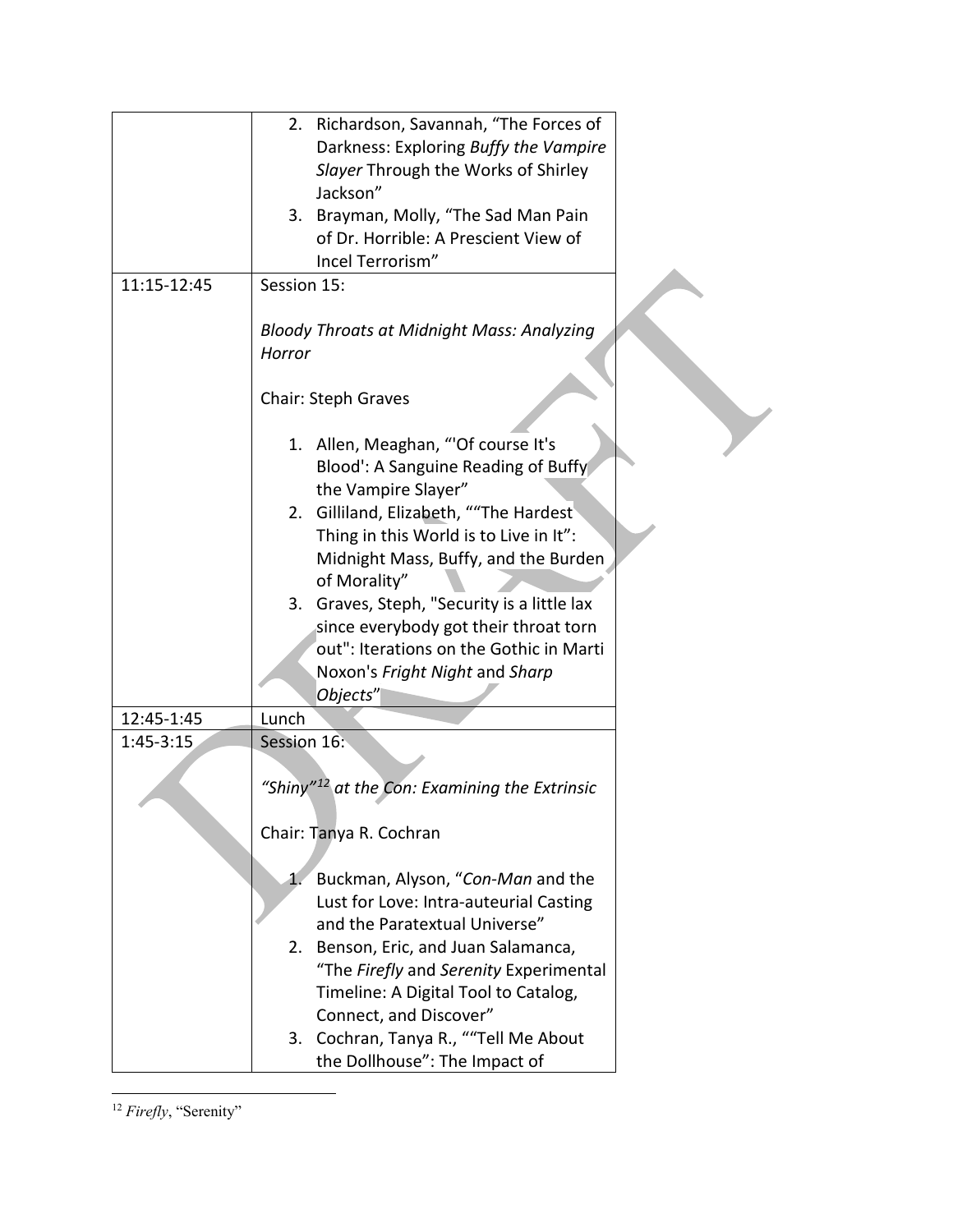| | |
|---|---|
| | 2. Richardson, Savannah, "The Forces of Darkness: Exploring *Buffy the Vampire Slayer* Through the Works of Shirley Jackson"<br>3. Brayman, Molly, "The Sad Man Pain of Dr. Horrible: A Prescient View of Incel Terrorism" |
| 11:15-12:45 | Session 15:<br><br>*Bloody Throats at Midnight Mass: Analyzing Horror*<br><br>Chair: Steph Graves<br><br>1. Allen, Meaghan, "'Of course It's Blood': A Sanguine Reading of Buffy the Vampire Slayer"<br>2. Gilliland, Elizabeth, ""The Hardest Thing in this World is to Live in It": Midnight Mass, Buffy, and the Burden of Morality"<br>3. Graves, Steph, "Security is a little lax since everybody got their throat torn out": Iterations on the Gothic in Marti Noxon's *Fright Night* and *Sharp Objects*" |
| 12:45-1:45 | Lunch |
| 1:45-3:15 | Session 16:<br><br>*"Shiny"[12] at the Con: Examining the Extrinsic*<br><br>Chair: Tanya R. Cochran<br><br>1. Buckman, Alyson, "*Con-Man* and the Lust for Love: Intra-auteurial Casting and the Paratextual Universe"<br>2. Benson, Eric, and Juan Salamanca, "The *Firefly* and *Serenity* Experimental Timeline: A Digital Tool to Catalog, Connect, and Discover"<br>3. Cochran, Tanya R., ""Tell Me About the Dollhouse": The Impact of |

[12] *Firefly*, "Serenity"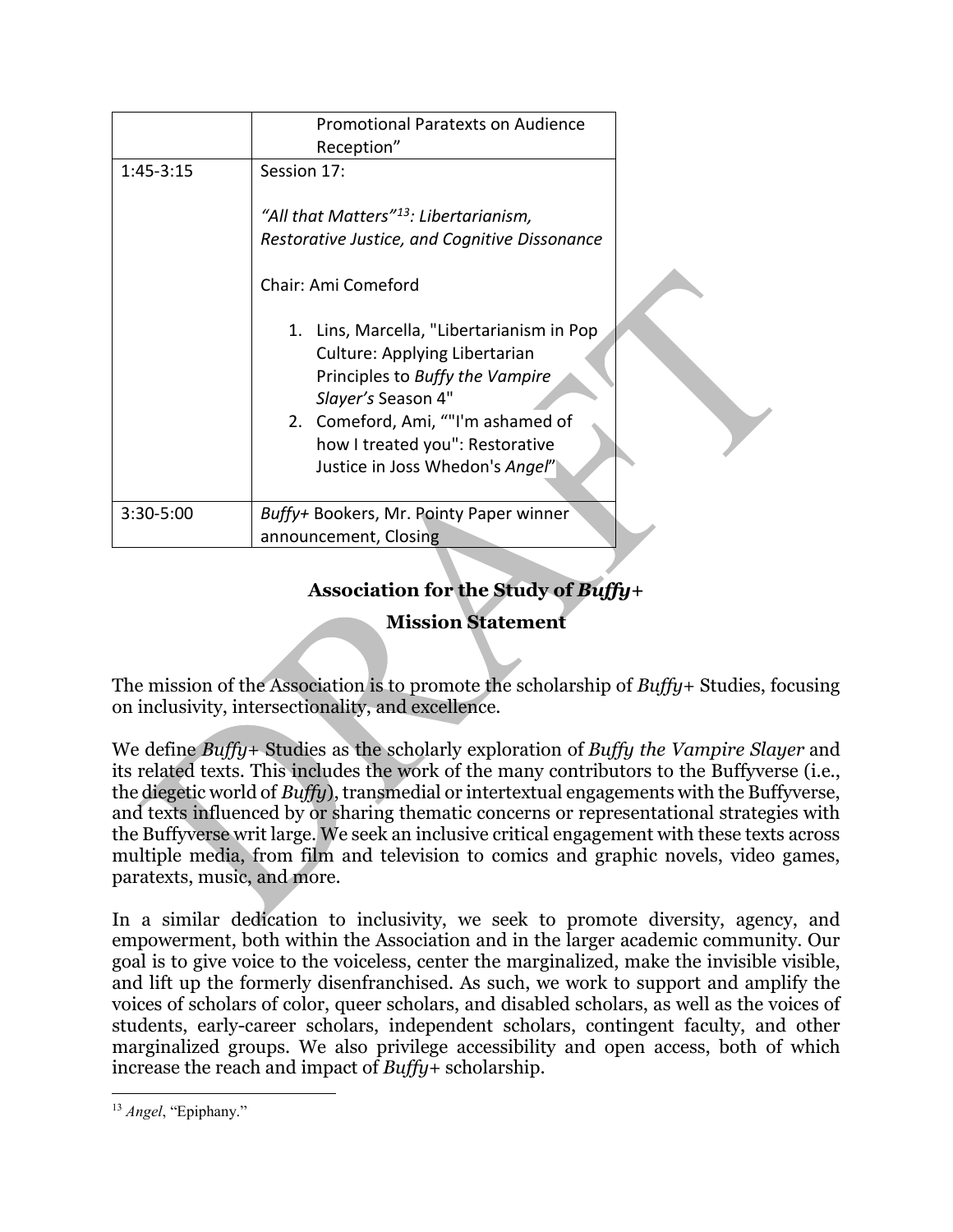| | |
|---|---|
| | Promotional Paratexts on Audience Reception” |
| 1:45-3:15 | Session 17:<br><br>*“All that Matters”[13]: Libertarianism, Restorative Justice, and Cognitive Dissonance*<br><br>Chair: Ami Comeford<br><br>1. Lins, Marcella, "Libertarianism in Pop Culture: Applying Libertarian Principles to *Buffy the Vampire Slayer’s* Season 4"<br>2. Comeford, Ami, “"I'm ashamed of how I treated you": Restorative Justice in Joss Whedon's *Angel*” |
| 3:30-5:00 | *Buffy+* Bookers, Mr. Pointy Paper winner announcement, Closing |

## Association for the Study of *Buffy+*

## Mission Statement

The mission of the Association is to promote the scholarship of *Buffy+* Studies, focusing on inclusivity, intersectionality, and excellence.

We define *Buffy+* Studies as the scholarly exploration of *Buffy the Vampire Slayer* and its related texts. This includes the work of the many contributors to the Buffyverse (i.e., the diegetic world of *Buffy*), transmedial or intertextual engagements with the Buffyverse, and texts influenced by or sharing thematic concerns or representational strategies with the Buffyverse writ large. We seek an inclusive critical engagement with these texts across multiple media, from film and television to comics and graphic novels, video games, paratexts, music, and more.

In a similar dedication to inclusivity, we seek to promote diversity, agency, and empowerment, both within the Association and in the larger academic community. Our goal is to give voice to the voiceless, center the marginalized, make the invisible visible, and lift up the formerly disenfranchised. As such, we work to support and amplify the voices of scholars of color, queer scholars, and disabled scholars, as well as the voices of students, early-career scholars, independent scholars, contingent faculty, and other marginalized groups. We also privilege accessibility and open access, both of which increase the reach and impact of *Buffy+* scholarship.

[13] *Angel*, “Epiphany.”